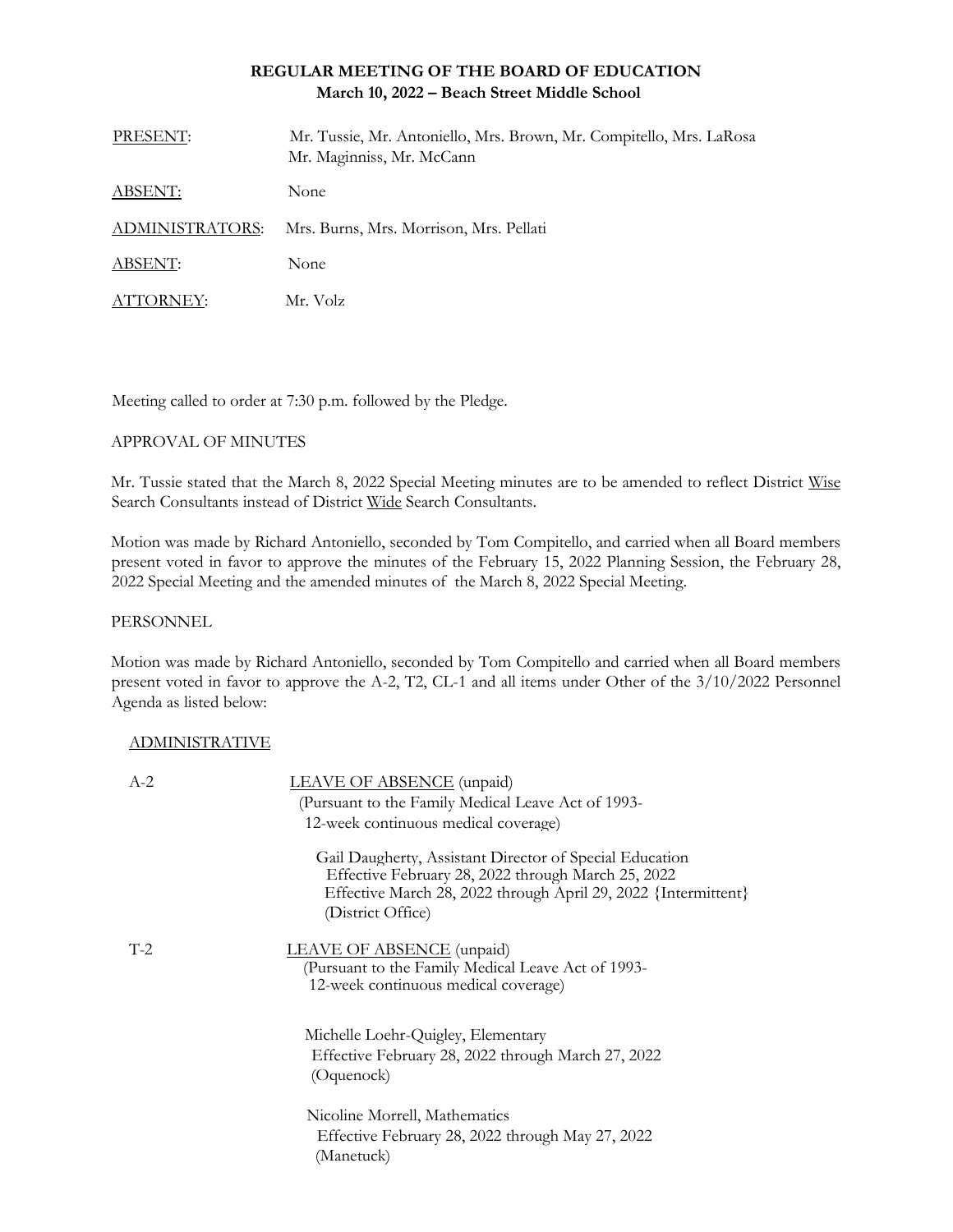# REGULAR MEETING OF THE BOARD OF EDUCATION
## March 10, 2022 – Beach Street Middle School

| | |
|---|---|
| PRESENT: | Mr. Tussie, Mr. Antoniello, Mrs. Brown, Mr. Compitello, Mrs. LaRosa Mr. Maginniss, Mr. McCann |
| ABSENT: | None |
| ADMINISTRATORS: | Mrs. Burns, Mrs. Morrison, Mrs. Pellati |
| ABSENT: | None |
| ATTORNEY: | Mr. Volz |

Meeting called to order at 7:30 p.m. followed by the Pledge.

APPROVAL OF MINUTES

Mr. Tussie stated that the March 8, 2022 Special Meeting minutes are to be amended to reflect District Wise Search Consultants instead of District Wide Search Consultants.

Motion was made by Richard Antoniello, seconded by Tom Compitello, and carried when all Board members present voted in favor to approve the minutes of the February 15, 2022 Planning Session, the February 28, 2022 Special Meeting and the amended minutes of the March 8, 2022 Special Meeting.

PERSONNEL

Motion was made by Richard Antoniello, seconded by Tom Compitello and carried when all Board members present voted in favor to approve the A-2, T2, CL-1 and all items under Other of the 3/10/2022 Personnel Agenda as listed below:

ADMINISTRATIVE

A-2 LEAVE OF ABSENCE (unpaid)
(Pursuant to the Family Medical Leave Act of 1993-
12-week continuous medical coverage)

Gail Daugherty, Assistant Director of Special Education
Effective February 28, 2022 through March 25, 2022
Effective March 28, 2022 through April 29, 2022 {Intermittent}
(District Office)

T-2 LEAVE OF ABSENCE (unpaid)
(Pursuant to the Family Medical Leave Act of 1993-
12-week continuous medical coverage)

Michelle Loehr-Quigley, Elementary
Effective February 28, 2022 through March 27, 2022
(Oquenock)

Nicoline Morrell, Mathematics
Effective February 28, 2022 through May 27, 2022
(Manetuck)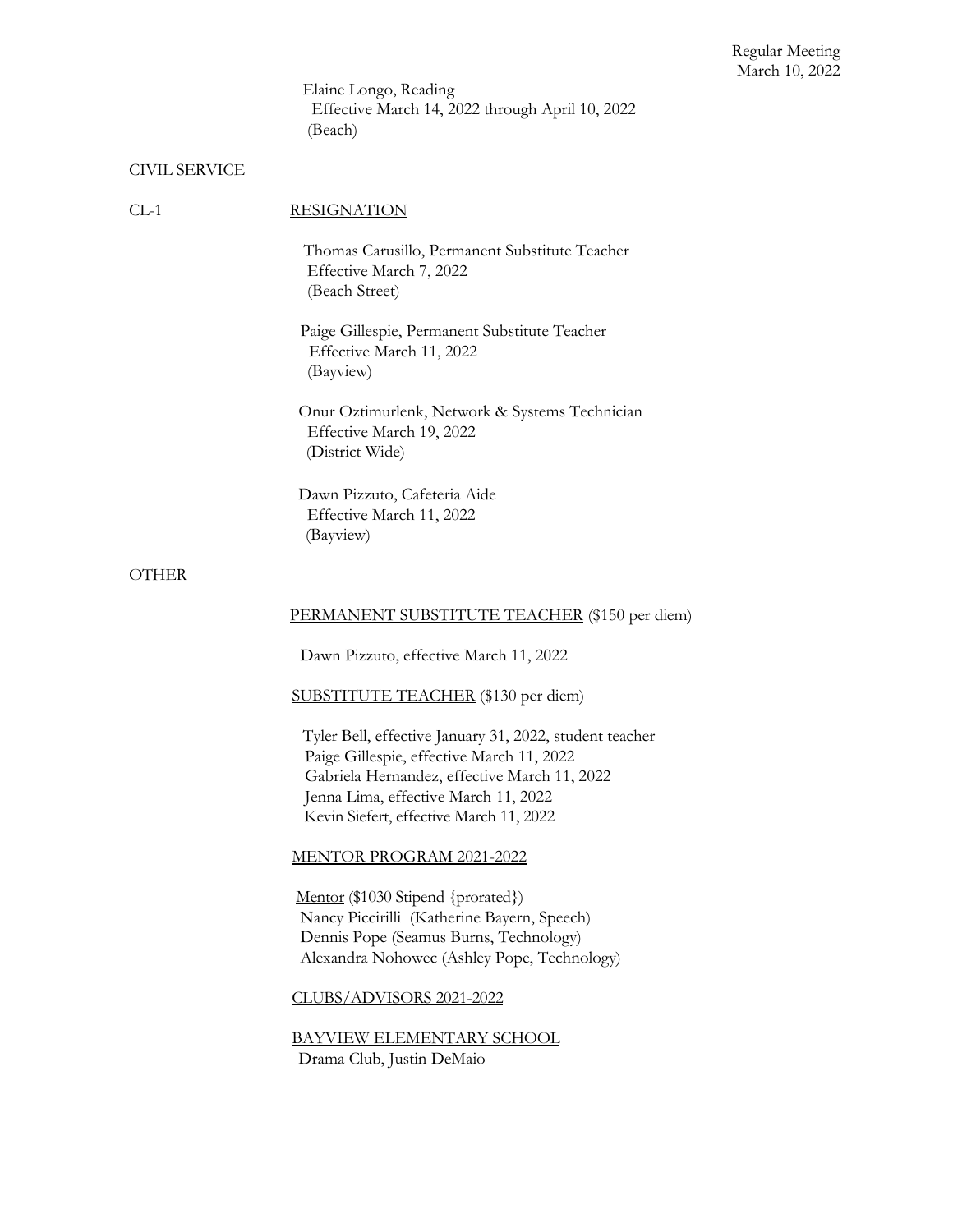Elaine Longo, Reading
Effective March 14, 2022 through April 10, 2022
(Beach)

CIVIL SERVICE

CL-1 RESIGNATION

Thomas Carusillo, Permanent Substitute Teacher
Effective March 7, 2022
(Beach Street)

Paige Gillespie, Permanent Substitute Teacher
Effective March 11, 2022
(Bayview)

Onur Oztimurlenk, Network & Systems Technician
Effective March 19, 2022
(District Wide)

Dawn Pizzuto, Cafeteria Aide
Effective March 11, 2022
(Bayview)

OTHER

PERMANENT SUBSTITUTE TEACHER ($150 per diem)

Dawn Pizzuto, effective March 11, 2022

SUBSTITUTE TEACHER ($130 per diem)

Tyler Bell, effective January 31, 2022, student teacher
Paige Gillespie, effective March 11, 2022
Gabriela Hernandez, effective March 11, 2022
Jenna Lima, effective March 11, 2022
Kevin Siefert, effective March 11, 2022

MENTOR PROGRAM 2021-2022

Mentor ($1030 Stipend {prorated})
Nancy Piccirilli (Katherine Bayern, Speech)
Dennis Pope (Seamus Burns, Technology)
Alexandra Nohowec (Ashley Pope, Technology)

CLUBS/ADVISORS 2021-2022

BAYVIEW ELEMENTARY SCHOOL
Drama Club, Justin DeMaio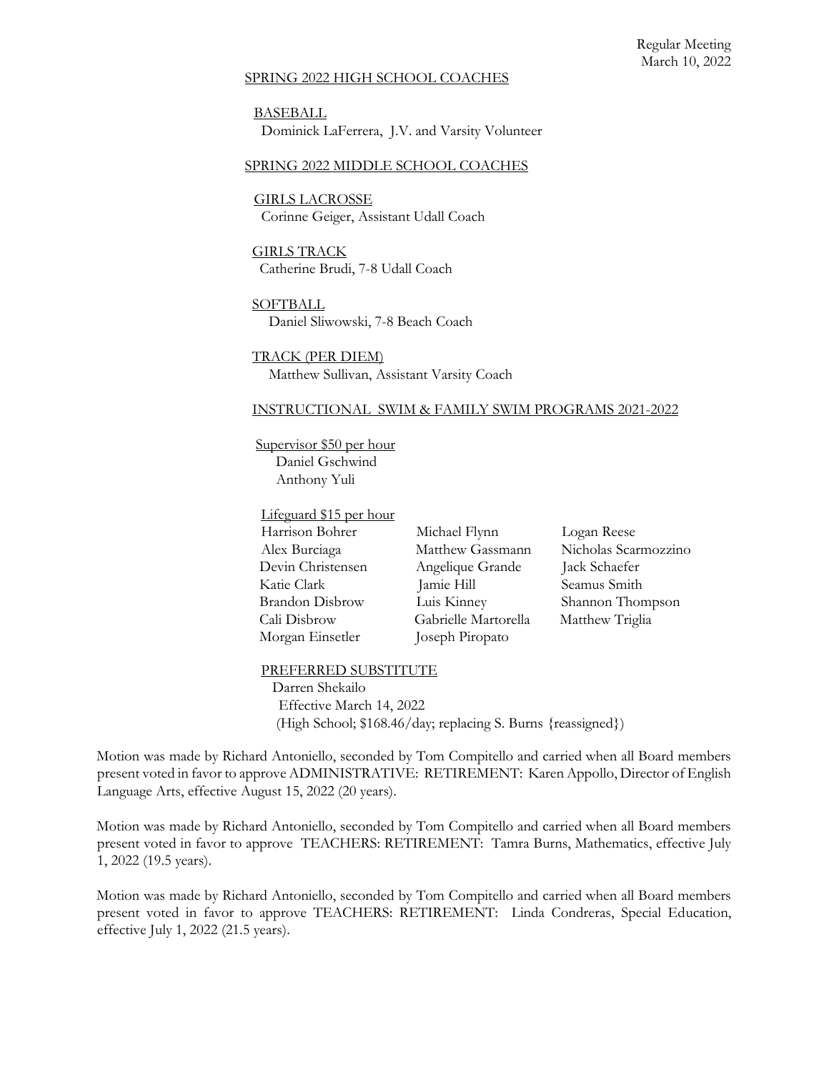SPRING 2022 HIGH SCHOOL COACHES

BASEBALL
Dominick LaFerrera, J.V. and Varsity Volunteer

SPRING 2022 MIDDLE SCHOOL COACHES

GIRLS LACROSSE
Corinne Geiger, Assistant Udall Coach

GIRLS TRACK
Catherine Brudi, 7-8 Udall Coach

SOFTBALL
Daniel Sliwowski, 7-8 Beach Coach

TRACK (PER DIEM)
Matthew Sullivan, Assistant Varsity Coach

INSTRUCTIONAL SWIM & FAMILY SWIM PROGRAMS 2021-2022

Supervisor $50 per hour
Daniel Gschwind
Anthony Yuli

Lifeguard $15 per hour

| | | |
|---|---|---|
| Harrison Bohrer | Michael Flynn | Logan Reese |
| Alex Burciaga | Matthew Gassmann | Nicholas Scarmozzino |
| Devin Christensen | Angelique Grande | Jack Schaefer |
| Katie Clark | Jamie Hill | Seamus Smith |
| Brandon Disbrow | Luis Kinney | Shannon Thompson |
| Cali Disbrow | Gabrielle Martorella | Matthew Triglia |
| Morgan Einsetler | Joseph Piropato | |

PREFERRED SUBSTITUTE
Darren Shekailo
Effective March 14, 2022
(High School; $168.46/day; replacing S. Burns {reassigned})

Motion was made by Richard Antoniello, seconded by Tom Compitello and carried when all Board members present voted in favor to approve ADMINISTRATIVE: RETIREMENT: Karen Appollo, Director of English Language Arts, effective August 15, 2022 (20 years).

Motion was made by Richard Antoniello, seconded by Tom Compitello and carried when all Board members present voted in favor to approve TEACHERS: RETIREMENT: Tamra Burns, Mathematics, effective July 1, 2022 (19.5 years).

Motion was made by Richard Antoniello, seconded by Tom Compitello and carried when all Board members present voted in favor to approve TEACHERS: RETIREMENT: Linda Condreras, Special Education, effective July 1, 2022 (21.5 years).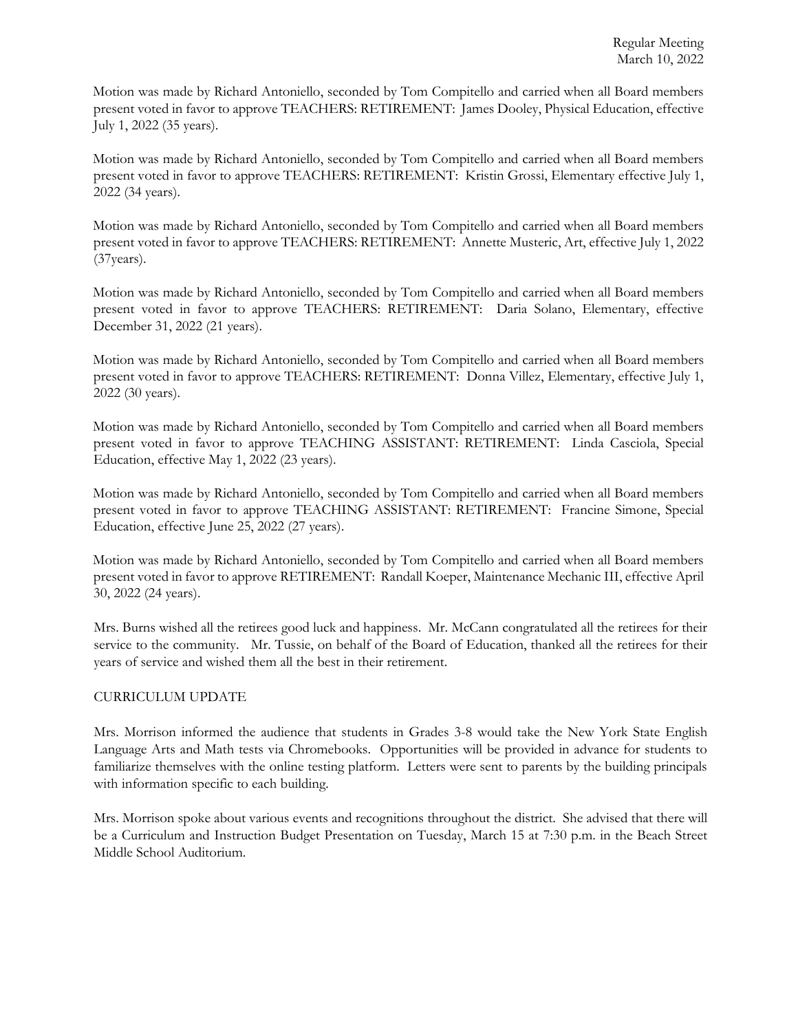Motion was made by Richard Antoniello, seconded by Tom Compitello and carried when all Board members present voted in favor to approve TEACHERS: RETIREMENT: James Dooley, Physical Education, effective July 1, 2022 (35 years).

Motion was made by Richard Antoniello, seconded by Tom Compitello and carried when all Board members present voted in favor to approve TEACHERS: RETIREMENT: Kristin Grossi, Elementary effective July 1, 2022 (34 years).

Motion was made by Richard Antoniello, seconded by Tom Compitello and carried when all Board members present voted in favor to approve TEACHERS: RETIREMENT: Annette Musteric, Art, effective July 1, 2022 (37years).

Motion was made by Richard Antoniello, seconded by Tom Compitello and carried when all Board members present voted in favor to approve TEACHERS: RETIREMENT: Daria Solano, Elementary, effective December 31, 2022 (21 years).

Motion was made by Richard Antoniello, seconded by Tom Compitello and carried when all Board members present voted in favor to approve TEACHERS: RETIREMENT: Donna Villez, Elementary, effective July 1, 2022 (30 years).

Motion was made by Richard Antoniello, seconded by Tom Compitello and carried when all Board members present voted in favor to approve TEACHING ASSISTANT: RETIREMENT: Linda Casciola, Special Education, effective May 1, 2022 (23 years).

Motion was made by Richard Antoniello, seconded by Tom Compitello and carried when all Board members present voted in favor to approve TEACHING ASSISTANT: RETIREMENT: Francine Simone, Special Education, effective June 25, 2022 (27 years).

Motion was made by Richard Antoniello, seconded by Tom Compitello and carried when all Board members present voted in favor to approve RETIREMENT: Randall Koeper, Maintenance Mechanic III, effective April 30, 2022 (24 years).

Mrs. Burns wished all the retirees good luck and happiness. Mr. McCann congratulated all the retirees for their service to the community. Mr. Tussie, on behalf of the Board of Education, thanked all the retirees for their years of service and wished them all the best in their retirement.

CURRICULUM UPDATE

Mrs. Morrison informed the audience that students in Grades 3-8 would take the New York State English Language Arts and Math tests via Chromebooks. Opportunities will be provided in advance for students to familiarize themselves with the online testing platform. Letters were sent to parents by the building principals with information specific to each building.

Mrs. Morrison spoke about various events and recognitions throughout the district. She advised that there will be a Curriculum and Instruction Budget Presentation on Tuesday, March 15 at 7:30 p.m. in the Beach Street Middle School Auditorium.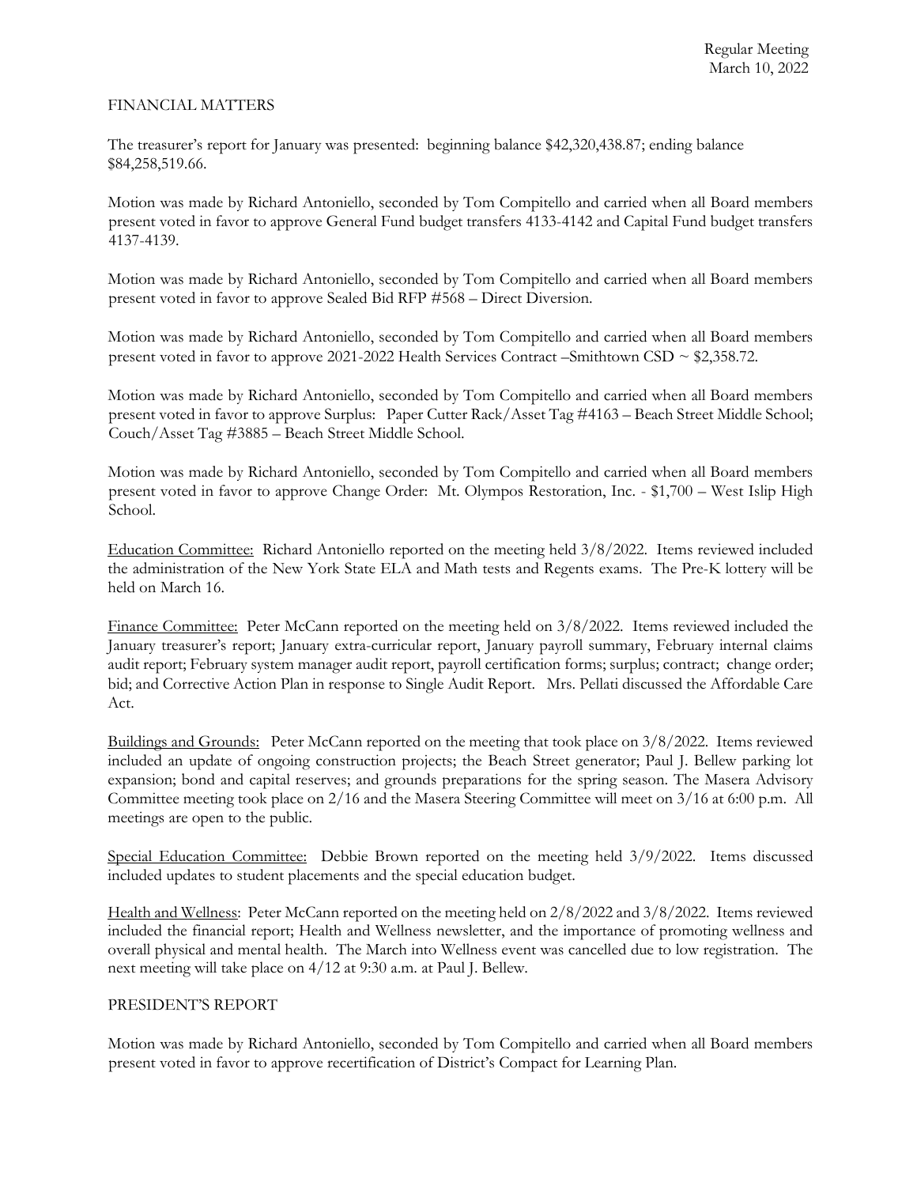## FINANCIAL MATTERS

The treasurer's report for January was presented: beginning balance $42,320,438.87; ending balance $84,258,519.66.

Motion was made by Richard Antoniello, seconded by Tom Compitello and carried when all Board members present voted in favor to approve General Fund budget transfers 4133-4142 and Capital Fund budget transfers 4137-4139.

Motion was made by Richard Antoniello, seconded by Tom Compitello and carried when all Board members present voted in favor to approve Sealed Bid RFP #568 – Direct Diversion.

Motion was made by Richard Antoniello, seconded by Tom Compitello and carried when all Board members present voted in favor to approve 2021-2022 Health Services Contract –Smithtown CSD ~ $2,358.72.

Motion was made by Richard Antoniello, seconded by Tom Compitello and carried when all Board members present voted in favor to approve Surplus: Paper Cutter Rack/Asset Tag #4163 – Beach Street Middle School; Couch/Asset Tag #3885 – Beach Street Middle School.

Motion was made by Richard Antoniello, seconded by Tom Compitello and carried when all Board members present voted in favor to approve Change Order: Mt. Olympos Restoration, Inc. - $1,700 – West Islip High School.

Education Committee: Richard Antoniello reported on the meeting held 3/8/2022. Items reviewed included the administration of the New York State ELA and Math tests and Regents exams. The Pre-K lottery will be held on March 16.

Finance Committee: Peter McCann reported on the meeting held on 3/8/2022. Items reviewed included the January treasurer's report; January extra-curricular report, January payroll summary, February internal claims audit report; February system manager audit report, payroll certification forms; surplus; contract; change order; bid; and Corrective Action Plan in response to Single Audit Report. Mrs. Pellati discussed the Affordable Care Act.

Buildings and Grounds: Peter McCann reported on the meeting that took place on 3/8/2022. Items reviewed included an update of ongoing construction projects; the Beach Street generator; Paul J. Bellew parking lot expansion; bond and capital reserves; and grounds preparations for the spring season. The Masera Advisory Committee meeting took place on 2/16 and the Masera Steering Committee will meet on 3/16 at 6:00 p.m. All meetings are open to the public.

Special Education Committee: Debbie Brown reported on the meeting held 3/9/2022. Items discussed included updates to student placements and the special education budget.

Health and Wellness: Peter McCann reported on the meeting held on 2/8/2022 and 3/8/2022. Items reviewed included the financial report; Health and Wellness newsletter, and the importance of promoting wellness and overall physical and mental health. The March into Wellness event was cancelled due to low registration. The next meeting will take place on 4/12 at 9:30 a.m. at Paul J. Bellew.

## PRESIDENT'S REPORT

Motion was made by Richard Antoniello, seconded by Tom Compitello and carried when all Board members present voted in favor to approve recertification of District's Compact for Learning Plan.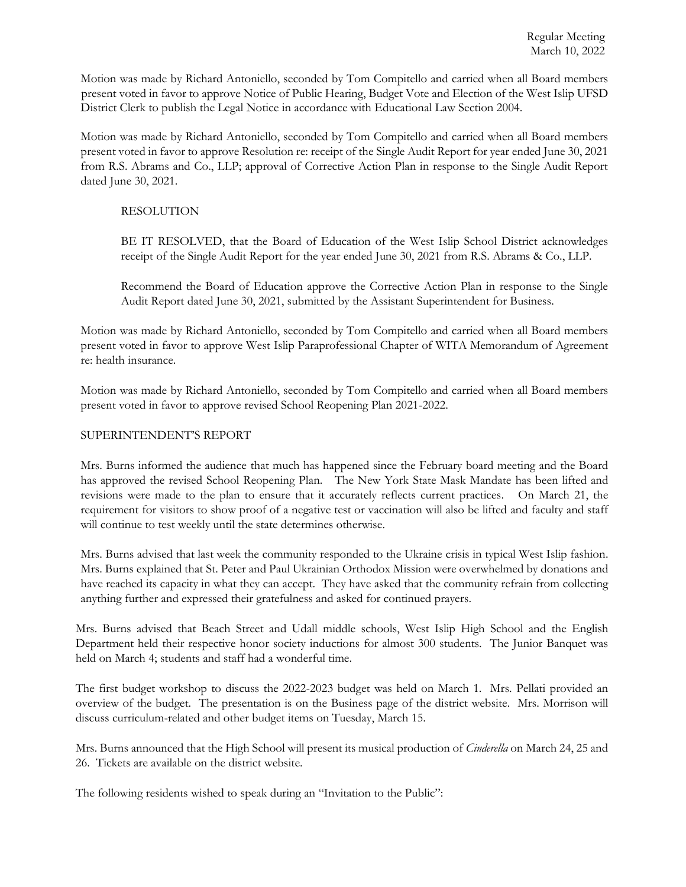Motion was made by Richard Antoniello, seconded by Tom Compitello and carried when all Board members present voted in favor to approve Notice of Public Hearing, Budget Vote and Election of the West Islip UFSD District Clerk to publish the Legal Notice in accordance with Educational Law Section 2004.

Motion was made by Richard Antoniello, seconded by Tom Compitello and carried when all Board members present voted in favor to approve Resolution re: receipt of the Single Audit Report for year ended June 30, 2021 from R.S. Abrams and Co., LLP; approval of Corrective Action Plan in response to the Single Audit Report dated June 30, 2021.

RESOLUTION

BE IT RESOLVED, that the Board of Education of the West Islip School District acknowledges receipt of the Single Audit Report for the year ended June 30, 2021 from R.S. Abrams & Co., LLP.

Recommend the Board of Education approve the Corrective Action Plan in response to the Single Audit Report dated June 30, 2021, submitted by the Assistant Superintendent for Business.

Motion was made by Richard Antoniello, seconded by Tom Compitello and carried when all Board members present voted in favor to approve West Islip Paraprofessional Chapter of WITA Memorandum of Agreement re: health insurance.

Motion was made by Richard Antoniello, seconded by Tom Compitello and carried when all Board members present voted in favor to approve revised School Reopening Plan 2021-2022.

SUPERINTENDENT'S REPORT

Mrs. Burns informed the audience that much has happened since the February board meeting and the Board has approved the revised School Reopening Plan. The New York State Mask Mandate has been lifted and revisions were made to the plan to ensure that it accurately reflects current practices. On March 21, the requirement for visitors to show proof of a negative test or vaccination will also be lifted and faculty and staff will continue to test weekly until the state determines otherwise.

Mrs. Burns advised that last week the community responded to the Ukraine crisis in typical West Islip fashion. Mrs. Burns explained that St. Peter and Paul Ukrainian Orthodox Mission were overwhelmed by donations and have reached its capacity in what they can accept. They have asked that the community refrain from collecting anything further and expressed their gratefulness and asked for continued prayers.

Mrs. Burns advised that Beach Street and Udall middle schools, West Islip High School and the English Department held their respective honor society inductions for almost 300 students. The Junior Banquet was held on March 4; students and staff had a wonderful time.

The first budget workshop to discuss the 2022-2023 budget was held on March 1. Mrs. Pellati provided an overview of the budget. The presentation is on the Business page of the district website. Mrs. Morrison will discuss curriculum-related and other budget items on Tuesday, March 15.

Mrs. Burns announced that the High School will present its musical production of *Cinderella* on March 24, 25 and 26. Tickets are available on the district website.

The following residents wished to speak during an "Invitation to the Public":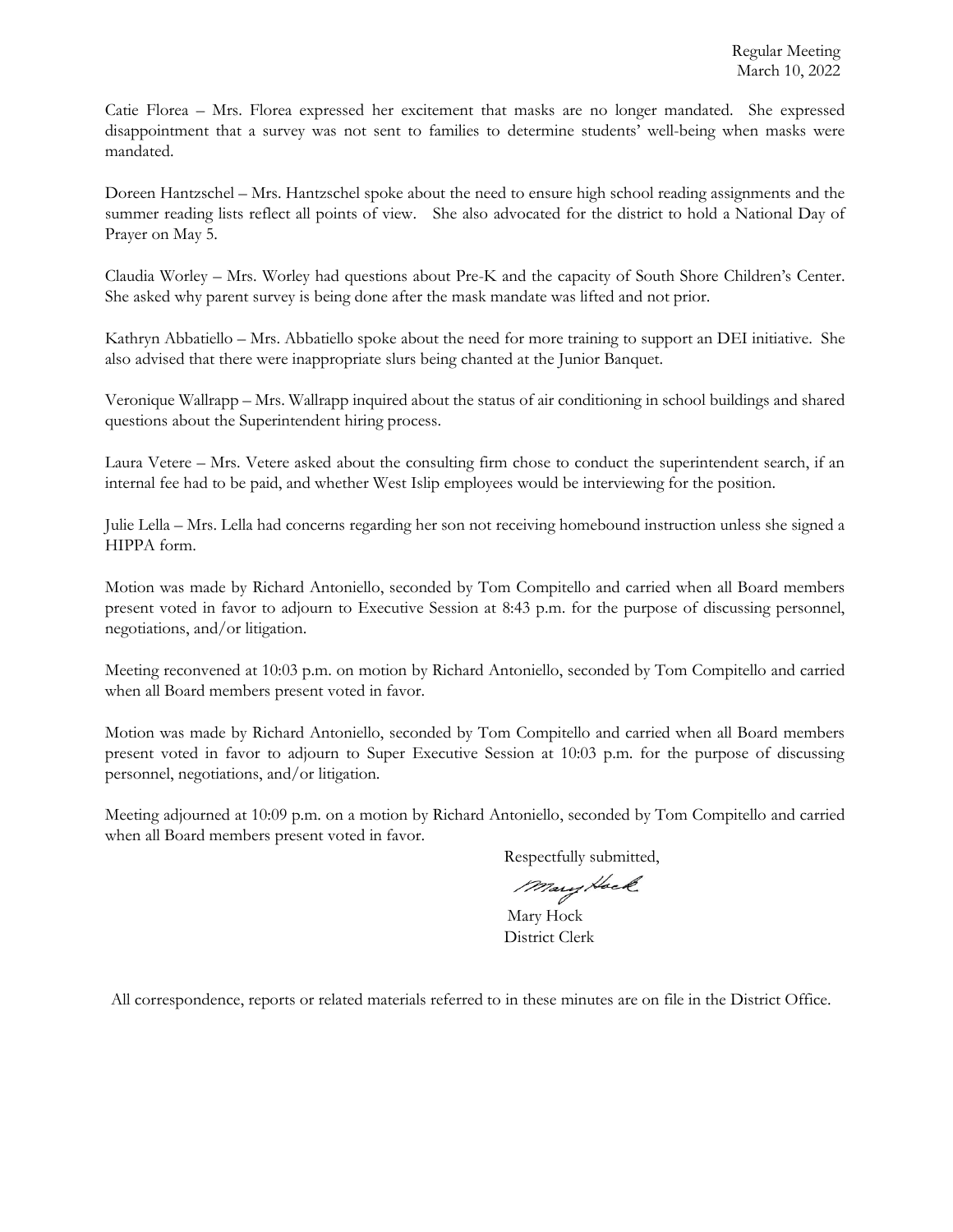Catie Florea – Mrs. Florea expressed her excitement that masks are no longer mandated. She expressed disappointment that a survey was not sent to families to determine students' well-being when masks were mandated.

Doreen Hantzschel – Mrs. Hantzschel spoke about the need to ensure high school reading assignments and the summer reading lists reflect all points of view. She also advocated for the district to hold a National Day of Prayer on May 5.

Claudia Worley – Mrs. Worley had questions about Pre-K and the capacity of South Shore Children's Center. She asked why parent survey is being done after the mask mandate was lifted and not prior.

Kathryn Abbatiello – Mrs. Abbatiello spoke about the need for more training to support an DEI initiative. She also advised that there were inappropriate slurs being chanted at the Junior Banquet.

Veronique Wallrapp – Mrs. Wallrapp inquired about the status of air conditioning in school buildings and shared questions about the Superintendent hiring process.

Laura Vetere – Mrs. Vetere asked about the consulting firm chose to conduct the superintendent search, if an internal fee had to be paid, and whether West Islip employees would be interviewing for the position.

Julie Lella – Mrs. Lella had concerns regarding her son not receiving homebound instruction unless she signed a HIPPA form.

Motion was made by Richard Antoniello, seconded by Tom Compitello and carried when all Board members present voted in favor to adjourn to Executive Session at 8:43 p.m. for the purpose of discussing personnel, negotiations, and/or litigation.

Meeting reconvened at 10:03 p.m. on motion by Richard Antoniello, seconded by Tom Compitello and carried when all Board members present voted in favor.

Motion was made by Richard Antoniello, seconded by Tom Compitello and carried when all Board members present voted in favor to adjourn to Super Executive Session at 10:03 p.m. for the purpose of discussing personnel, negotiations, and/or litigation.

Meeting adjourned at 10:09 p.m. on a motion by Richard Antoniello, seconded by Tom Compitello and carried when all Board members present voted in favor.

Respectfully submitted,

Mary Hock

Mary Hock
District Clerk

All correspondence, reports or related materials referred to in these minutes are on file in the District Office.